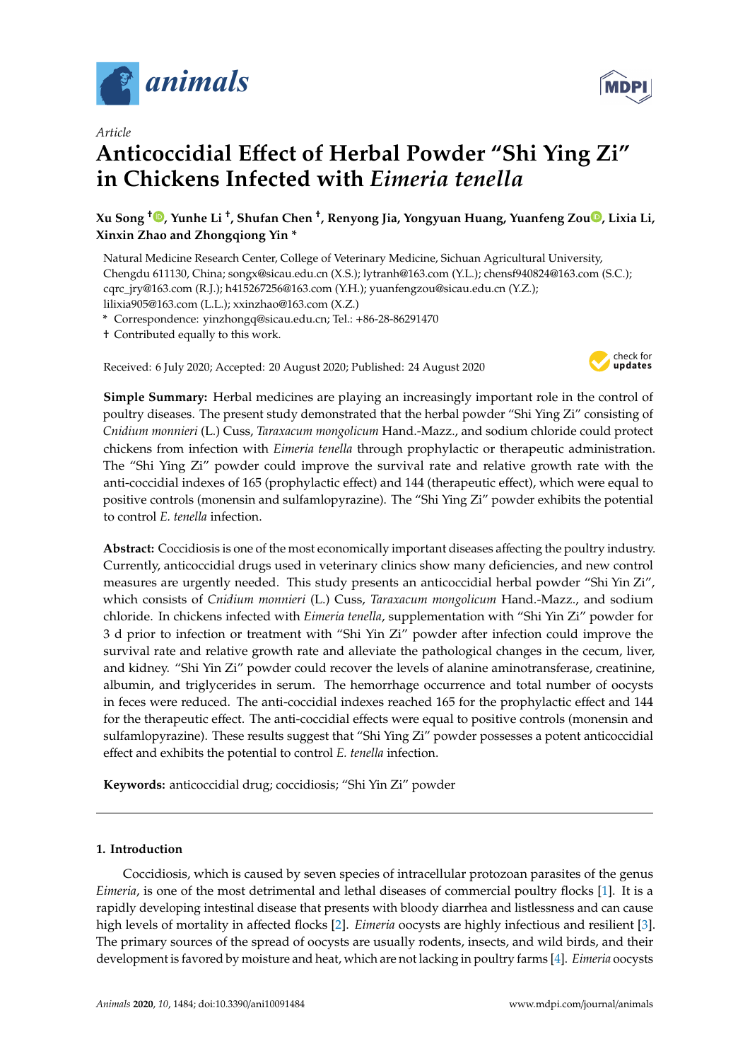*Article*

# Anticoccidial Effect of Herbal Powder "Shi Ying Zi" in Chickens Infected with *Eimeria tenella*

**Xu Song †, Yunhe Li †, Shufan Chen †, Renyong Jia, Yongyuan Huang, Yuanfeng Zou, Lixia Li, Xinxin Zhao and Zhongqiong Yin ***

Natural Medicine Research Center, College of Veterinary Medicine, Sichuan Agricultural University, Chengdu 611130, China; songx@sicau.edu.cn (X.S.); lytranh@163.com (Y.L.); chensf940824@163.com (S.C.); cqrc_jry@163.com (R.J.); h415267256@163.com (Y.H.); yuanfengzou@sicau.edu.cn (Y.Z.); lilixia905@163.com (L.L.); xxinzhao@163.com (X.Z.)

* Correspondence: yinzhongq@sicau.edu.cn; Tel.: +86-28-86291470

† Contributed equally to this work.

Received: 6 July 2020; Accepted: 20 August 2020; Published: 24 August 2020

**Simple Summary:** Herbal medicines are playing an increasingly important role in the control of poultry diseases. The present study demonstrated that the herbal powder "Shi Ying Zi" consisting of *Cnidium monnieri* (L.) Cuss, *Taraxacum mongolicum* Hand.-Mazz., and sodium chloride could protect chickens from infection with *Eimeria tenella* through prophylactic or therapeutic administration. The "Shi Ying Zi" powder could improve the survival rate and relative growth rate with the anti-coccidial indexes of 165 (prophylactic effect) and 144 (therapeutic effect), which were equal to positive controls (monensin and sulfamlopyrazine). The "Shi Ying Zi" powder exhibits the potential to control *E. tenella* infection.

**Abstract:** Coccidiosis is one of the most economically important diseases affecting the poultry industry. Currently, anticoccidial drugs used in veterinary clinics show many deficiencies, and new control measures are urgently needed. This study presents an anticoccidial herbal powder "Shi Yin Zi", which consists of *Cnidium monnieri* (L.) Cuss, *Taraxacum mongolicum* Hand.-Mazz., and sodium chloride. In chickens infected with *Eimeria tenella*, supplementation with "Shi Yin Zi" powder for 3 d prior to infection or treatment with "Shi Yin Zi" powder after infection could improve the survival rate and relative growth rate and alleviate the pathological changes in the cecum, liver, and kidney. "Shi Yin Zi" powder could recover the levels of alanine aminotransferase, creatinine, albumin, and triglycerides in serum. The hemorrhage occurrence and total number of oocysts in feces were reduced. The anti-coccidial indexes reached 165 for the prophylactic effect and 144 for the therapeutic effect. The anti-coccidial effects were equal to positive controls (monensin and sulfamlopyrazine). These results suggest that "Shi Ying Zi" powder possesses a potent anticoccidial effect and exhibits the potential to control *E. tenella* infection.

**Keywords:** anticoccidial drug; coccidiosis; "Shi Yin Zi" powder

## 1. Introduction

Coccidiosis, which is caused by seven species of intracellular protozoan parasites of the genus *Eimeria*, is one of the most detrimental and lethal diseases of commercial poultry flocks [1]. It is a rapidly developing intestinal disease that presents with bloody diarrhea and listlessness and can cause high levels of mortality in affected flocks [2]. *Eimeria* oocysts are highly infectious and resilient [3]. The primary sources of the spread of oocysts are usually rodents, insects, and wild birds, and their development is favored by moisture and heat, which are not lacking in poultry farms [4]. *Eimeria* oocysts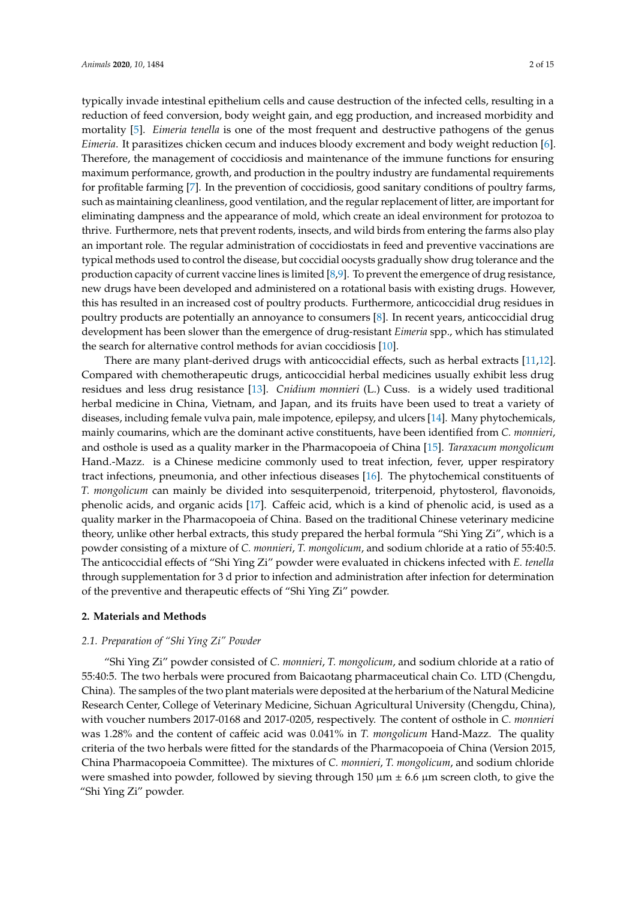typically invade intestinal epithelium cells and cause destruction of the infected cells, resulting in a reduction of feed conversion, body weight gain, and egg production, and increased morbidity and mortality [5]. *Eimeria tenella* is one of the most frequent and destructive pathogens of the genus *Eimeria*. It parasitizes chicken cecum and induces bloody excrement and body weight reduction [6]. Therefore, the management of coccidiosis and maintenance of the immune functions for ensuring maximum performance, growth, and production in the poultry industry are fundamental requirements for profitable farming [7]. In the prevention of coccidiosis, good sanitary conditions of poultry farms, such as maintaining cleanliness, good ventilation, and the regular replacement of litter, are important for eliminating dampness and the appearance of mold, which create an ideal environment for protozoa to thrive. Furthermore, nets that prevent rodents, insects, and wild birds from entering the farms also play an important role. The regular administration of coccidiostats in feed and preventive vaccinations are typical methods used to control the disease, but coccidial oocysts gradually show drug tolerance and the production capacity of current vaccine lines is limited [8,9]. To prevent the emergence of drug resistance, new drugs have been developed and administered on a rotational basis with existing drugs. However, this has resulted in an increased cost of poultry products. Furthermore, anticoccidial drug residues in poultry products are potentially an annoyance to consumers [8]. In recent years, anticoccidial drug development has been slower than the emergence of drug-resistant *Eimeria* spp., which has stimulated the search for alternative control methods for avian coccidiosis [10].

There are many plant-derived drugs with anticoccidial effects, such as herbal extracts [11,12]. Compared with chemotherapeutic drugs, anticoccidial herbal medicines usually exhibit less drug residues and less drug resistance [13]. *Cnidium monnieri* (L.) Cuss. is a widely used traditional herbal medicine in China, Vietnam, and Japan, and its fruits have been used to treat a variety of diseases, including female vulva pain, male impotence, epilepsy, and ulcers [14]. Many phytochemicals, mainly coumarins, which are the dominant active constituents, have been identified from *C. monnieri*, and osthole is used as a quality marker in the Pharmacopoeia of China [15]. *Taraxacum mongolicum* Hand.-Mazz. is a Chinese medicine commonly used to treat infection, fever, upper respiratory tract infections, pneumonia, and other infectious diseases [16]. The phytochemical constituents of *T. mongolicum* can mainly be divided into sesquiterpenoid, triterpenoid, phytosterol, flavonoids, phenolic acids, and organic acids [17]. Caffeic acid, which is a kind of phenolic acid, is used as a quality marker in the Pharmacopoeia of China. Based on the traditional Chinese veterinary medicine theory, unlike other herbal extracts, this study prepared the herbal formula "Shi Ying Zi", which is a powder consisting of a mixture of *C. monnieri*, *T. mongolicum*, and sodium chloride at a ratio of 55:40:5. The anticoccidial effects of "Shi Ying Zi" powder were evaluated in chickens infected with *E. tenella* through supplementation for 3 d prior to infection and administration after infection for determination of the preventive and therapeutic effects of "Shi Ying Zi" powder.

## 2. Materials and Methods

### 2.1. Preparation of "Shi Ying Zi" Powder

"Shi Ying Zi" powder consisted of *C. monnieri*, *T. mongolicum*, and sodium chloride at a ratio of 55:40:5. The two herbals were procured from Baicaotang pharmaceutical chain Co. LTD (Chengdu, China). The samples of the two plant materials were deposited at the herbarium of the Natural Medicine Research Center, College of Veterinary Medicine, Sichuan Agricultural University (Chengdu, China), with voucher numbers 2017-0168 and 2017-0205, respectively. The content of osthole in *C. monnieri* was 1.28% and the content of caffeic acid was 0.041% in *T. mongolicum* Hand-Mazz. The quality criteria of the two herbals were fitted for the standards of the Pharmacopoeia of China (Version 2015, China Pharmacopoeia Committee). The mixtures of *C. monnieri*, *T. mongolicum*, and sodium chloride were smashed into powder, followed by sieving through 150 μm ± 6.6 μm screen cloth, to give the "Shi Ying Zi" powder.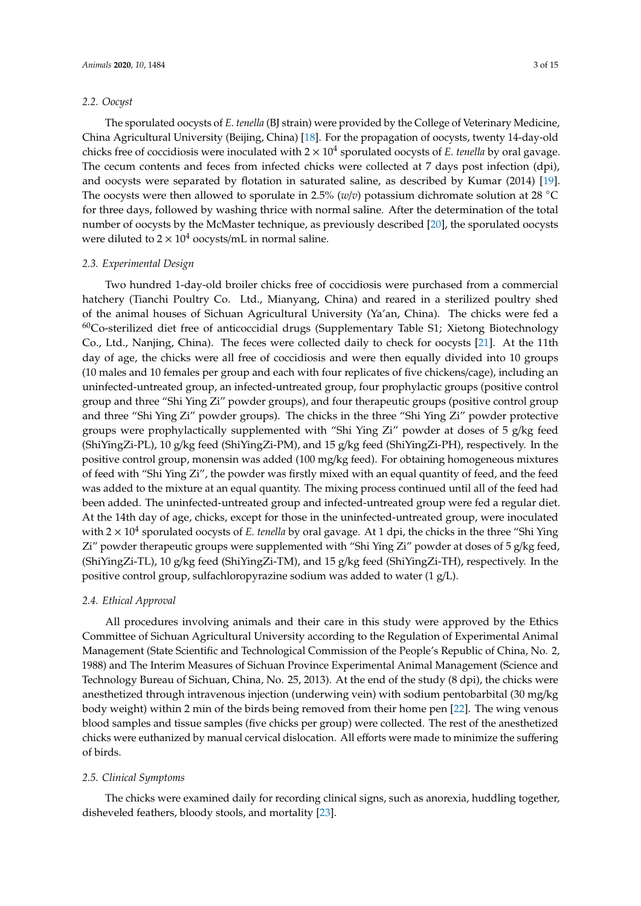### 2.2. Oocyst

The sporulated oocysts of *E. tenella* (BJ strain) were provided by the College of Veterinary Medicine, China Agricultural University (Beijing, China) [18]. For the propagation of oocysts, twenty 14-day-old chicks free of coccidiosis were inoculated with $2 \times 10^4$ sporulated oocysts of *E. tenella* by oral gavage. The cecum contents and feces from infected chicks were collected at 7 days post infection (dpi), and oocysts were separated by flotation in saturated saline, as described by Kumar (2014) [19]. The oocysts were then allowed to sporulate in 2.5% (*w*/*v*) potassium dichromate solution at 28 °C for three days, followed by washing thrice with normal saline. After the determination of the total number of oocysts by the McMaster technique, as previously described [20], the sporulated oocysts were diluted to $2 \times 10^4$ oocysts/mL in normal saline.

### 2.3. Experimental Design

Two hundred 1-day-old broiler chicks free of coccidiosis were purchased from a commercial hatchery (Tianchi Poultry Co. Ltd., Mianyang, China) and reared in a sterilized poultry shed of the animal houses of Sichuan Agricultural University (Ya'an, China). The chicks were fed a $^{60}$Co-sterilized diet free of anticoccidial drugs (Supplementary Table S1; Xietong Biotechnology Co., Ltd., Nanjing, China). The feces were collected daily to check for oocysts [21]. At the 11th day of age, the chicks were all free of coccidiosis and were then equally divided into 10 groups (10 males and 10 females per group and each with four replicates of five chickens/cage), including an uninfected-untreated group, an infected-untreated group, four prophylactic groups (positive control group and three "Shi Ying Zi" powder groups), and four therapeutic groups (positive control group and three "Shi Ying Zi" powder groups). The chicks in the three "Shi Ying Zi" powder protective groups were prophylactically supplemented with "Shi Ying Zi" powder at doses of 5 g/kg feed (ShiYingZi-PL), 10 g/kg feed (ShiYingZi-PM), and 15 g/kg feed (ShiYingZi-PH), respectively. In the positive control group, monensin was added (100 mg/kg feed). For obtaining homogeneous mixtures of feed with "Shi Ying Zi", the powder was firstly mixed with an equal quantity of feed, and the feed was added to the mixture at an equal quantity. The mixing process continued until all of the feed had been added. The uninfected-untreated group and infected-untreated group were fed a regular diet. At the 14th day of age, chicks, except for those in the uninfected-untreated group, were inoculated with $2 \times 10^4$ sporulated oocysts of *E. tenella* by oral gavage. At 1 dpi, the chicks in the three "Shi Ying Zi" powder therapeutic groups were supplemented with "Shi Ying Zi" powder at doses of 5 g/kg feed, (ShiYingZi-TL), 10 g/kg feed (ShiYingZi-TM), and 15 g/kg feed (ShiYingZi-TH), respectively. In the positive control group, sulfachloropyrazine sodium was added to water (1 g/L).

### 2.4. Ethical Approval

All procedures involving animals and their care in this study were approved by the Ethics Committee of Sichuan Agricultural University according to the Regulation of Experimental Animal Management (State Scientific and Technological Commission of the People's Republic of China, No. 2, 1988) and The Interim Measures of Sichuan Province Experimental Animal Management (Science and Technology Bureau of Sichuan, China, No. 25, 2013). At the end of the study (8 dpi), the chicks were anesthetized through intravenous injection (underwing vein) with sodium pentobarbital (30 mg/kg body weight) within 2 min of the birds being removed from their home pen [22]. The wing venous blood samples and tissue samples (five chicks per group) were collected. The rest of the anesthetized chicks were euthanized by manual cervical dislocation. All efforts were made to minimize the suffering of birds.

### 2.5. Clinical Symptoms

The chicks were examined daily for recording clinical signs, such as anorexia, huddling together, disheveled feathers, bloody stools, and mortality [23].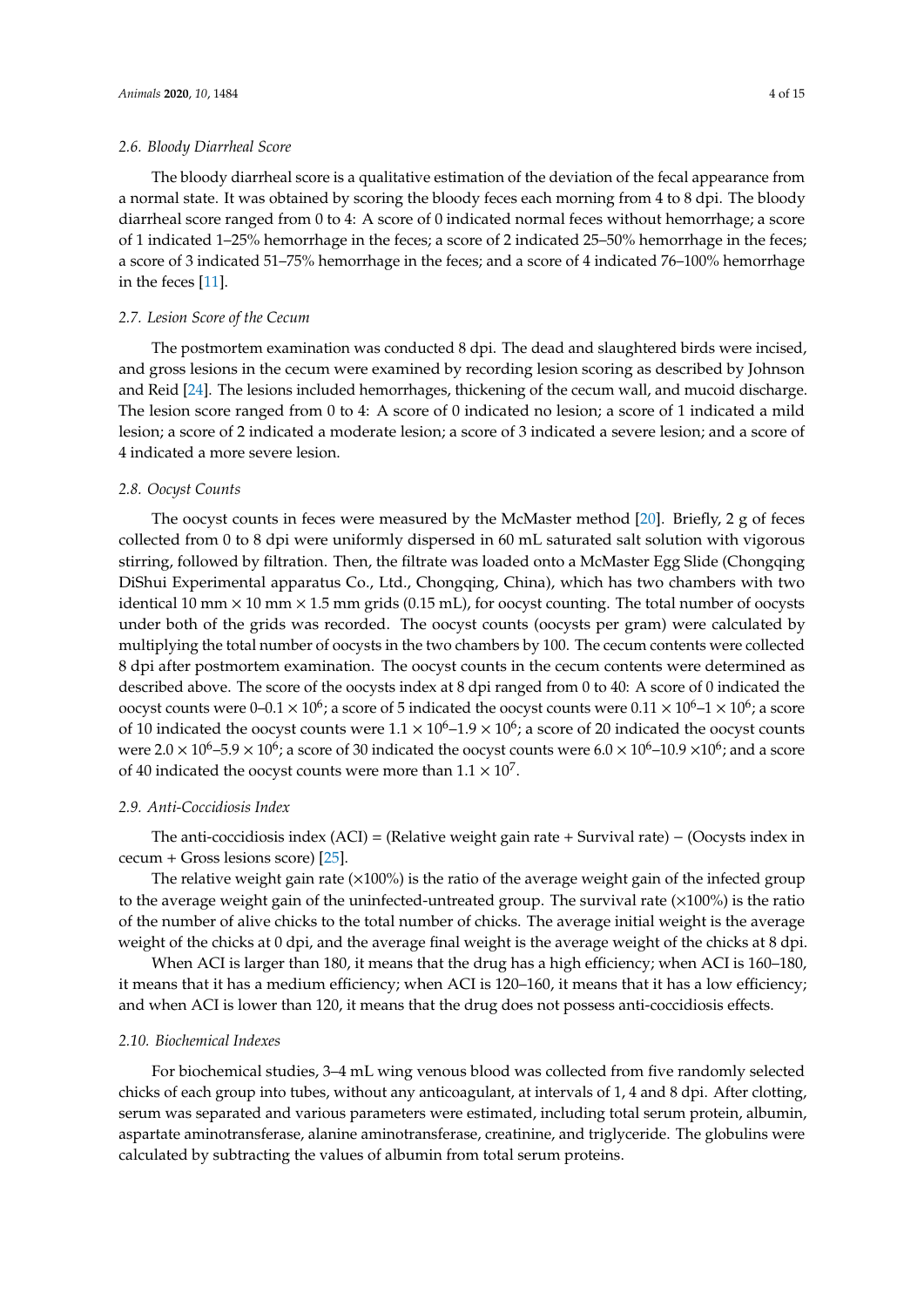### 2.6. Bloody Diarrheal Score

The bloody diarrheal score is a qualitative estimation of the deviation of the fecal appearance from a normal state. It was obtained by scoring the bloody feces each morning from 4 to 8 dpi. The bloody diarrheal score ranged from 0 to 4: A score of 0 indicated normal feces without hemorrhage; a score of 1 indicated 1–25% hemorrhage in the feces; a score of 2 indicated 25–50% hemorrhage in the feces; a score of 3 indicated 51–75% hemorrhage in the feces; and a score of 4 indicated 76–100% hemorrhage in the feces [11].

### 2.7. Lesion Score of the Cecum

The postmortem examination was conducted 8 dpi. The dead and slaughtered birds were incised, and gross lesions in the cecum were examined by recording lesion scoring as described by Johnson and Reid [24]. The lesions included hemorrhages, thickening of the cecum wall, and mucoid discharge. The lesion score ranged from 0 to 4: A score of 0 indicated no lesion; a score of 1 indicated a mild lesion; a score of 2 indicated a moderate lesion; a score of 3 indicated a severe lesion; and a score of 4 indicated a more severe lesion.

### 2.8. Oocyst Counts

The oocyst counts in feces were measured by the McMaster method [20]. Briefly, 2 g of feces collected from 0 to 8 dpi were uniformly dispersed in 60 mL saturated salt solution with vigorous stirring, followed by filtration. Then, the filtrate was loaded onto a McMaster Egg Slide (Chongqing DiShui Experimental apparatus Co., Ltd., Chongqing, China), which has two chambers with two identical 10 mm × 10 mm × 1.5 mm grids (0.15 mL), for oocyst counting. The total number of oocysts under both of the grids was recorded. The oocyst counts (oocysts per gram) were calculated by multiplying the total number of oocysts in the two chambers by 100. The cecum contents were collected 8 dpi after postmortem examination. The oocyst counts in the cecum contents were determined as described above. The score of the oocysts index at 8 dpi ranged from 0 to 40: A score of 0 indicated the oocyst counts were $0$–$0.1 \times 10^6$; a score of 5 indicated the oocyst counts were $0.11 \times 10^6$–$1 \times 10^6$; a score of 10 indicated the oocyst counts were $1.1 \times 10^6$–$1.9 \times 10^6$; a score of 20 indicated the oocyst counts were $2.0 \times 10^6$–$5.9 \times 10^6$; a score of 30 indicated the oocyst counts were $6.0 \times 10^6$–$10.9 \times 10^6$; and a score of 40 indicated the oocyst counts were more than $1.1 \times 10^7$.

### 2.9. Anti-Coccidiosis Index

The anti-coccidiosis index (ACI) = (Relative weight gain rate + Survival rate) − (Oocysts index in cecum + Gross lesions score) [25].

The relative weight gain rate (×100%) is the ratio of the average weight gain of the infected group to the average weight gain of the uninfected-untreated group. The survival rate (×100%) is the ratio of the number of alive chicks to the total number of chicks. The average initial weight is the average weight of the chicks at 0 dpi, and the average final weight is the average weight of the chicks at 8 dpi.

When ACI is larger than 180, it means that the drug has a high efficiency; when ACI is 160–180, it means that it has a medium efficiency; when ACI is 120–160, it means that it has a low efficiency; and when ACI is lower than 120, it means that the drug does not possess anti-coccidiosis effects.

### 2.10. Biochemical Indexes

For biochemical studies, 3–4 mL wing venous blood was collected from five randomly selected chicks of each group into tubes, without any anticoagulant, at intervals of 1, 4 and 8 dpi. After clotting, serum was separated and various parameters were estimated, including total serum protein, albumin, aspartate aminotransferase, alanine aminotransferase, creatinine, and triglyceride. The globulins were calculated by subtracting the values of albumin from total serum proteins.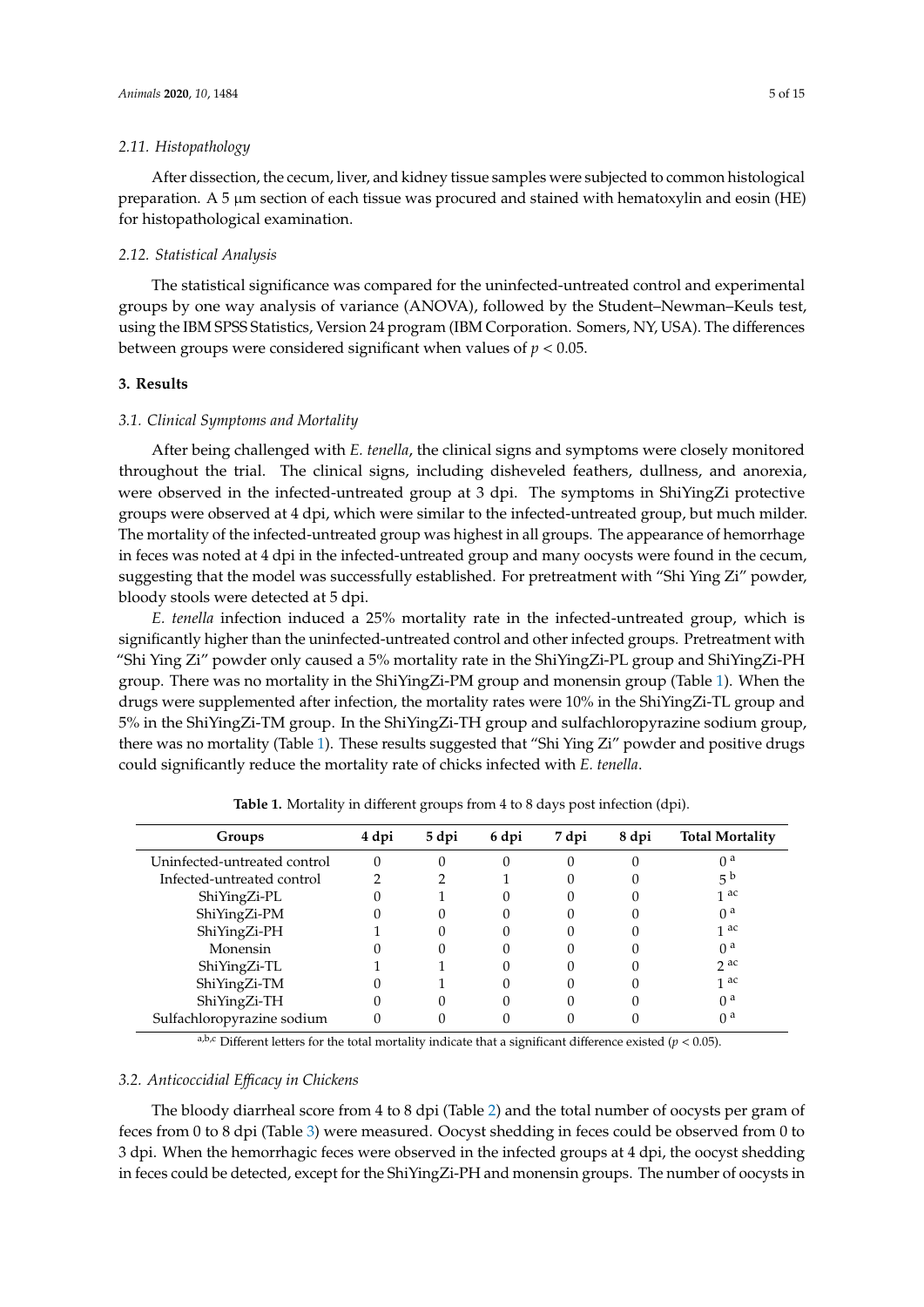### 2.11. Histopathology

After dissection, the cecum, liver, and kidney tissue samples were subjected to common histological preparation. A 5 μm section of each tissue was procured and stained with hematoxylin and eosin (HE) for histopathological examination.

### 2.12. Statistical Analysis

The statistical significance was compared for the uninfected-untreated control and experimental groups by one way analysis of variance (ANOVA), followed by the Student–Newman–Keuls test, using the IBM SPSS Statistics, Version 24 program (IBM Corporation. Somers, NY, USA). The differences between groups were considered significant when values of $p < 0.05$.

## 3. Results

### 3.1. Clinical Symptoms and Mortality

After being challenged with *E. tenella*, the clinical signs and symptoms were closely monitored throughout the trial. The clinical signs, including disheveled feathers, dullness, and anorexia, were observed in the infected-untreated group at 3 dpi. The symptoms in ShiYingZi protective groups were observed at 4 dpi, which were similar to the infected-untreated group, but much milder. The mortality of the infected-untreated group was highest in all groups. The appearance of hemorrhage in feces was noted at 4 dpi in the infected-untreated group and many oocysts were found in the cecum, suggesting that the model was successfully established. For pretreatment with "Shi Ying Zi" powder, bloody stools were detected at 5 dpi.

*E. tenella* infection induced a 25% mortality rate in the infected-untreated group, which is significantly higher than the uninfected-untreated control and other infected groups. Pretreatment with "Shi Ying Zi" powder only caused a 5% mortality rate in the ShiYingZi-PL group and ShiYingZi-PH group. There was no mortality in the ShiYingZi-PM group and monensin group (Table 1). When the drugs were supplemented after infection, the mortality rates were 10% in the ShiYingZi-TL group and 5% in the ShiYingZi-TM group. In the ShiYingZi-TH group and sulfachloropyrazine sodium group, there was no mortality (Table 1). These results suggested that "Shi Ying Zi" powder and positive drugs could significantly reduce the mortality rate of chicks infected with *E. tenella*.

**Table 1.** Mortality in different groups from 4 to 8 days post infection (dpi).

| Groups | 4 dpi | 5 dpi | 6 dpi | 7 dpi | 8 dpi | Total Mortality |
|---|---|---|---|---|---|---|
| Uninfected-untreated control | 0 | 0 | 0 | 0 | 0 | 0 [a] |
| Infected-untreated control | 2 | 2 | 1 | 0 | 0 | 5 [b] |
| ShiYingZi-PL | 0 | 1 | 0 | 0 | 0 | 1 [ac] |
| ShiYingZi-PM | 0 | 0 | 0 | 0 | 0 | 0 [a] |
| ShiYingZi-PH | 1 | 0 | 0 | 0 | 0 | 1 [ac] |
| Monensin | 0 | 0 | 0 | 0 | 0 | 0 [a] |
| ShiYingZi-TL | 1 | 1 | 0 | 0 | 0 | 2 [ac] |
| ShiYingZi-TM | 0 | 1 | 0 | 0 | 0 | 1 [ac] |
| ShiYingZi-TH | 0 | 0 | 0 | 0 | 0 | 0 [a] |
| Sulfachloropyrazine sodium | 0 | 0 | 0 | 0 | 0 | 0 [a] |

[a,b,c] Different letters for the total mortality indicate that a significant difference existed ($p < 0.05$).

### 3.2. Anticoccidial Efficacy in Chickens

The bloody diarrheal score from 4 to 8 dpi (Table 2) and the total number of oocysts per gram of feces from 0 to 8 dpi (Table 3) were measured. Oocyst shedding in feces could be observed from 0 to 3 dpi. When the hemorrhagic feces were observed in the infected groups at 4 dpi, the oocyst shedding in feces could be detected, except for the ShiYingZi-PH and monensin groups. The number of oocysts in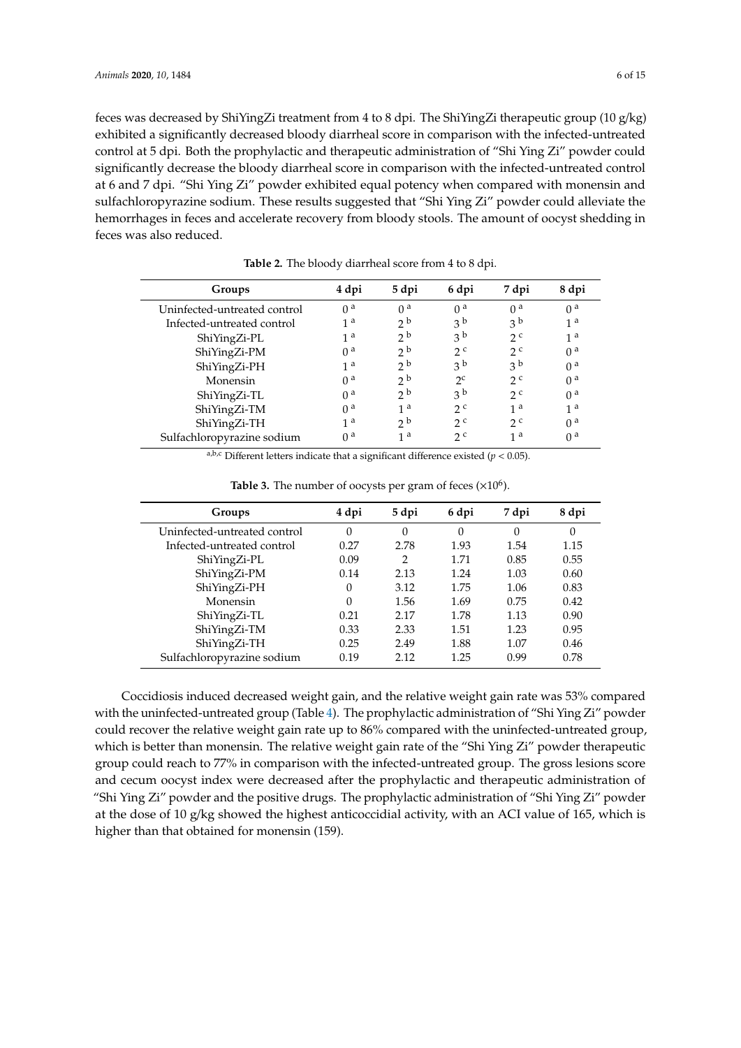feces was decreased by ShiYingZi treatment from 4 to 8 dpi. The ShiYingZi therapeutic group (10 g/kg) exhibited a significantly decreased bloody diarrheal score in comparison with the infected-untreated control at 5 dpi. Both the prophylactic and therapeutic administration of "Shi Ying Zi" powder could significantly decrease the bloody diarrheal score in comparison with the infected-untreated control at 6 and 7 dpi. "Shi Ying Zi" powder exhibited equal potency when compared with monensin and sulfachloropyrazine sodium. These results suggested that "Shi Ying Zi" powder could alleviate the hemorrhages in feces and accelerate recovery from bloody stools. The amount of oocyst shedding in feces was also reduced.

**Table 2.** The bloody diarrheal score from 4 to 8 dpi.

| Groups | 4 dpi | 5 dpi | 6 dpi | 7 dpi | 8 dpi |
|---|---|---|---|---|---|
| Uninfected-untreated control | 0 [a] | 0 [a] | 0 [a] | 0 [a] | 0 [a] |
| Infected-untreated control | 1 [a] | 2 [b] | 3 [b] | 3 [b] | 1 [a] |
| ShiYingZi-PL | 1 [a] | 2 [b] | 3 [b] | 2 [c] | 1 [a] |
| ShiYingZi-PM | 0 [a] | 2 [b] | 2 [c] | 2 [c] | 0 [a] |
| ShiYingZi-PH | 1 [a] | 2 [b] | 3 [b] | 3 [b] | 0 [a] |
| Monensin | 0 [a] | 2 [b] | 2 [c] | 2 [c] | 0 [a] |
| ShiYingZi-TL | 0 [a] | 2 [b] | 3 [b] | 2 [c] | 0 [a] |
| ShiYingZi-TM | 0 [a] | 1 [a] | 2 [c] | 1 [a] | 1 [a] |
| ShiYingZi-TH | 1 [a] | 2 [b] | 2 [c] | 2 [c] | 0 [a] |
| Sulfachloropyrazine sodium | 0 [a] | 1 [a] | 2 [c] | 1 [a] | 0 [a] |

[a,b,c] Different letters indicate that a significant difference existed ($p < 0.05$).

**Table 3.** The number of oocysts per gram of feces ($\times 10^6$).

| Groups | 4 dpi | 5 dpi | 6 dpi | 7 dpi | 8 dpi |
|---|---|---|---|---|---|
| Uninfected-untreated control | 0 | 0 | 0 | 0 | 0 |
| Infected-untreated control | 0.27 | 2.78 | 1.93 | 1.54 | 1.15 |
| ShiYingZi-PL | 0.09 | 2 | 1.71 | 0.85 | 0.55 |
| ShiYingZi-PM | 0.14 | 2.13 | 1.24 | 1.03 | 0.60 |
| ShiYingZi-PH | 0 | 3.12 | 1.75 | 1.06 | 0.83 |
| Monensin | 0 | 1.56 | 1.69 | 0.75 | 0.42 |
| ShiYingZi-TL | 0.21 | 2.17 | 1.78 | 1.13 | 0.90 |
| ShiYingZi-TM | 0.33 | 2.33 | 1.51 | 1.23 | 0.95 |
| ShiYingZi-TH | 0.25 | 2.49 | 1.88 | 1.07 | 0.46 |
| Sulfachloropyrazine sodium | 0.19 | 2.12 | 1.25 | 0.99 | 0.78 |

Coccidiosis induced decreased weight gain, and the relative weight gain rate was 53% compared with the uninfected-untreated group (Table 4). The prophylactic administration of "Shi Ying Zi" powder could recover the relative weight gain rate up to 86% compared with the uninfected-untreated group, which is better than monensin. The relative weight gain rate of the "Shi Ying Zi" powder therapeutic group could reach to 77% in comparison with the infected-untreated group. The gross lesions score and cecum oocyst index were decreased after the prophylactic and therapeutic administration of "Shi Ying Zi" powder and the positive drugs. The prophylactic administration of "Shi Ying Zi" powder at the dose of 10 g/kg showed the highest anticoccidial activity, with an ACI value of 165, which is higher than that obtained for monensin (159).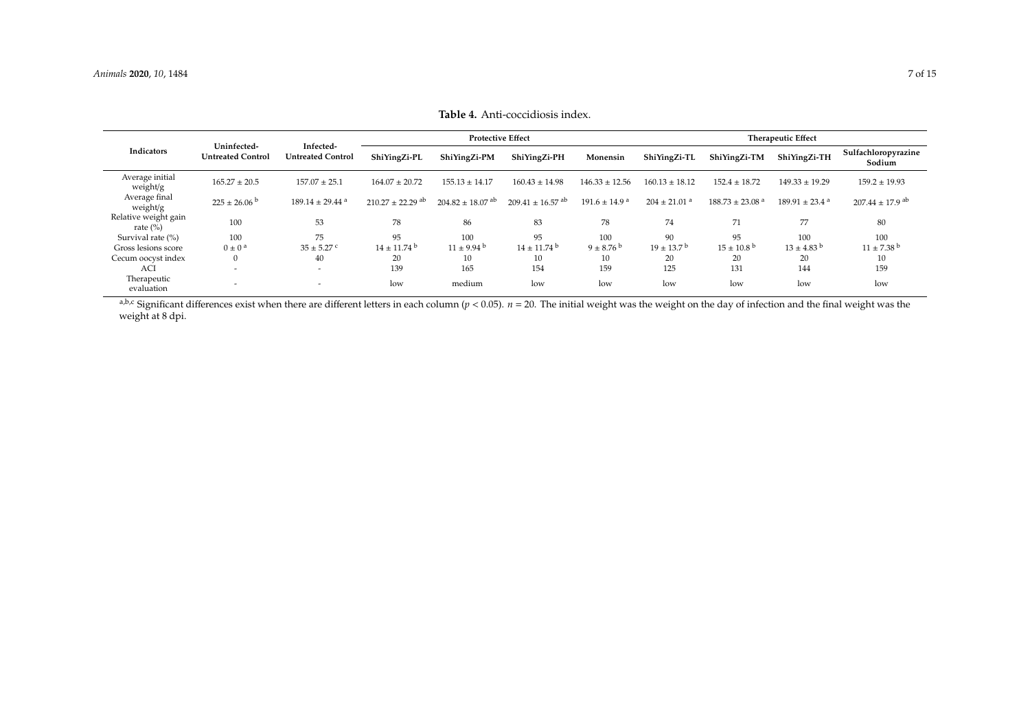**Table 4.** Anti-coccidiosis index.

| Indicators | Uninfected-Untreated Control | Infected-Untreated Control | Protective Effect | | | | Therapeutic Effect | | | |
|---|---|---|---|---|---|---|---|---|---|---|
| | | | ShiYingZi-PL | ShiYingZi-PM | ShiYingZi-PH | Monensin | ShiYingZi-TL | ShiYingZi-TM | ShiYingZi-TH | Sulfachloropyrazine Sodium |
| Average initial weight/g | 165.27 ± 20.5 | 157.07 ± 25.1 | 164.07 ± 20.72 | 155.13 ± 14.17 | 160.43 ± 14.98 | 146.33 ± 12.56 | 160.13 ± 18.12 | 152.4 ± 18.72 | 149.33 ± 19.29 | 159.2 ± 19.93 |
| Average final weight/g | 225 ± 26.06 [b] | 189.14 ± 29.44 [a] | 210.27 ± 22.29 [ab] | 204.82 ± 18.07 [ab] | 209.41 ± 16.57 [ab] | 191.6 ± 14.9 [a] | 204 ± 21.01 [a] | 188.73 ± 23.08 [a] | 189.91 ± 23.4 [a] | 207.44 ± 17.9 [ab] |
| Relative weight gain rate (%) | 100 | 53 | 78 | 86 | 83 | 78 | 74 | 71 | 77 | 80 |
| Survival rate (%) | 100 | 75 | 95 | 100 | 95 | 100 | 90 | 95 | 100 | 100 |
| Gross lesions score | 0 ± 0 [a] | 35 ± 5.27 [c] | 14 ± 11.74 [b] | 11 ± 9.94 [b] | 14 ± 11.74 [b] | 9 ± 8.76 [b] | 19 ± 13.7 [b] | 15 ± 10.8 [b] | 13 ± 4.83 [b] | 11 ± 7.38 [b] |
| Cecum oocyst index | 0 | 40 | 20 | 10 | 10 | 10 | 20 | 20 | 20 | 10 |
| ACI | - | - | 139 | 165 | 154 | 159 | 125 | 131 | 144 | 159 |
| Therapeutic evaluation | - | - | low | medium | low | low | low | low | low | low |

[a,b,c] Significant differences exist when there are different letters in each column ($p < 0.05$). $n = 20$. The initial weight was the weight on the day of infection and the final weight was the weight at 8 dpi.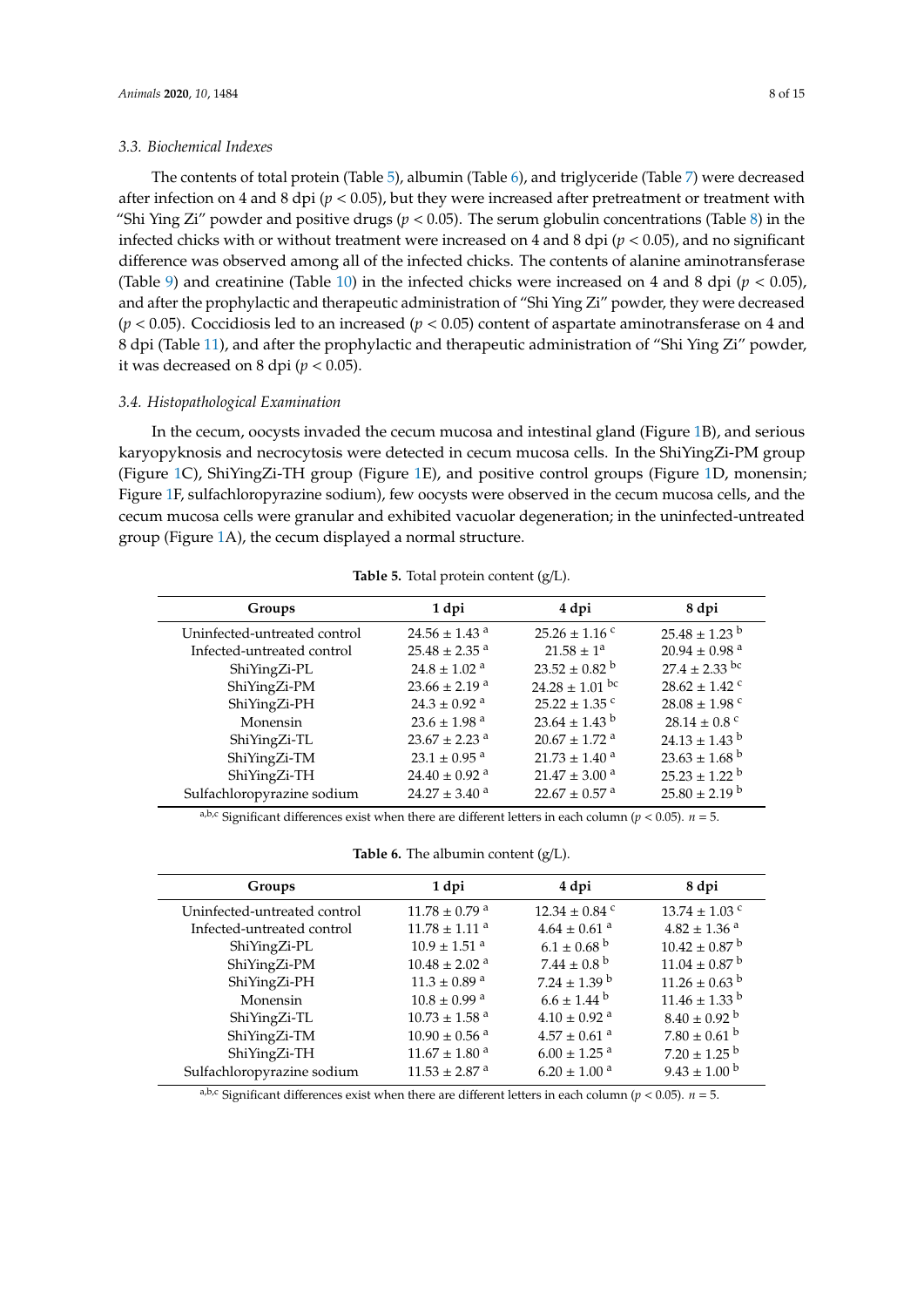### 3.3. Biochemical Indexes

The contents of total protein (Table 5), albumin (Table 6), and triglyceride (Table 7) were decreased after infection on 4 and 8 dpi ($p < 0.05$), but they were increased after pretreatment or treatment with "Shi Ying Zi" powder and positive drugs ($p < 0.05$). The serum globulin concentrations (Table 8) in the infected chicks with or without treatment were increased on 4 and 8 dpi ($p < 0.05$), and no significant difference was observed among all of the infected chicks. The contents of alanine aminotransferase (Table 9) and creatinine (Table 10) in the infected chicks were increased on 4 and 8 dpi ($p < 0.05$), and after the prophylactic and therapeutic administration of "Shi Ying Zi" powder, they were decreased ($p < 0.05$). Coccidiosis led to an increased ($p < 0.05$) content of aspartate aminotransferase on 4 and 8 dpi (Table 11), and after the prophylactic and therapeutic administration of "Shi Ying Zi" powder, it was decreased on 8 dpi ($p < 0.05$).

### 3.4. Histopathological Examination

In the cecum, oocysts invaded the cecum mucosa and intestinal gland (Figure 1B), and serious karyopyknosis and necrocytosis were detected in cecum mucosa cells. In the ShiYingZi-PM group (Figure 1C), ShiYingZi-TH group (Figure 1E), and positive control groups (Figure 1D, monensin; Figure 1F, sulfachloropyrazine sodium), few oocysts were observed in the cecum mucosa cells, and the cecum mucosa cells were granular and exhibited vacuolar degeneration; in the uninfected-untreated group (Figure 1A), the cecum displayed a normal structure.

**Table 5.** Total protein content (g/L).

| Groups | 1 dpi | 4 dpi | 8 dpi |
| --- | --- | --- | --- |
| Uninfected-untreated control | 24.56 ± 1.43 [a] | 25.26 ± 1.16 [c] | 25.48 ± 1.23 [b] |
| Infected-untreated control | 25.48 ± 2.35 [a] | 21.58 ± 1 [a] | 20.94 ± 0.98 [a] |
| ShiYingZi-PL | 24.8 ± 1.02 [a] | 23.52 ± 0.82 [b] | 27.4 ± 2.33 [bc] |
| ShiYingZi-PM | 23.66 ± 2.19 [a] | 24.28 ± 1.01 [bc] | 28.62 ± 1.42 [c] |
| ShiYingZi-PH | 24.3 ± 0.92 [a] | 25.22 ± 1.35 [c] | 28.08 ± 1.98 [c] |
| Monensin | 23.6 ± 1.98 [a] | 23.64 ± 1.43 [b] | 28.14 ± 0.8 [c] |
| ShiYingZi-TL | 23.67 ± 2.23 [a] | 20.67 ± 1.72 [a] | 24.13 ± 1.43 [b] |
| ShiYingZi-TM | 23.1 ± 0.95 [a] | 21.73 ± 1.40 [a] | 23.63 ± 1.68 [b] |
| ShiYingZi-TH | 24.40 ± 0.92 [a] | 21.47 ± 3.00 [a] | 25.23 ± 1.22 [b] |
| Sulfachloropyrazine sodium | 24.27 ± 3.40 [a] | 22.67 ± 0.57 [a] | 25.80 ± 2.19 [b] |

[a,b,c] Significant differences exist when there are different letters in each column ($p < 0.05$). $n = 5$.

**Table 6.** The albumin content (g/L).

| Groups | 1 dpi | 4 dpi | 8 dpi |
| --- | --- | --- | --- |
| Uninfected-untreated control | 11.78 ± 0.79 [a] | 12.34 ± 0.84 [c] | 13.74 ± 1.03 [c] |
| Infected-untreated control | 11.78 ± 1.11 [a] | 4.64 ± 0.61 [a] | 4.82 ± 1.36 [a] |
| ShiYingZi-PL | 10.9 ± 1.51 [a] | 6.1 ± 0.68 [b] | 10.42 ± 0.87 [b] |
| ShiYingZi-PM | 10.48 ± 2.02 [a] | 7.44 ± 0.8 [b] | 11.04 ± 0.87 [b] |
| ShiYingZi-PH | 11.3 ± 0.89 [a] | 7.24 ± 1.39 [b] | 11.26 ± 0.63 [b] |
| Monensin | 10.8 ± 0.99 [a] | 6.6 ± 1.44 [b] | 11.46 ± 1.33 [b] |
| ShiYingZi-TL | 10.73 ± 1.58 [a] | 4.10 ± 0.92 [a] | 8.40 ± 0.92 [b] |
| ShiYingZi-TM | 10.90 ± 0.56 [a] | 4.57 ± 0.61 [a] | 7.80 ± 0.61 [b] |
| ShiYingZi-TH | 11.67 ± 1.80 [a] | 6.00 ± 1.25 [a] | 7.20 ± 1.25 [b] |
| Sulfachloropyrazine sodium | 11.53 ± 2.87 [a] | 6.20 ± 1.00 [a] | 9.43 ± 1.00 [b] |

[a,b,c] Significant differences exist when there are different letters in each column ($p < 0.05$). $n = 5$.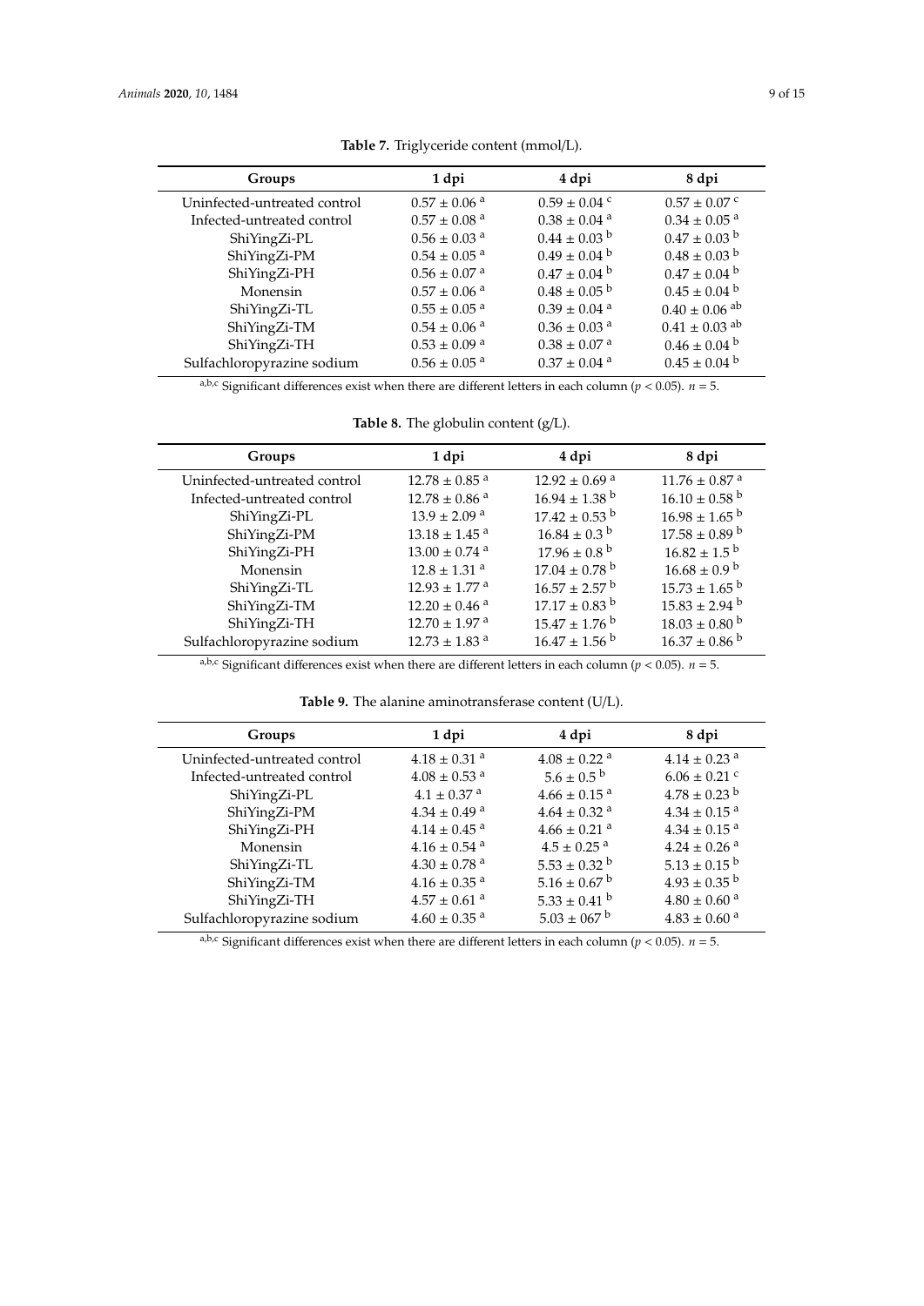**Table 7.** Triglyceride content (mmol/L).

| Groups | 1 dpi | 4 dpi | 8 dpi |
|---|---|---|---|
| Uninfected-untreated control | 0.57 ± 0.06 [a] | 0.59 ± 0.04 [c] | 0.57 ± 0.07 [c] |
| Infected-untreated control | 0.57 ± 0.08 [a] | 0.38 ± 0.04 [a] | 0.34 ± 0.05 [a] |
| ShiYingZi-PL | 0.56 ± 0.03 [a] | 0.44 ± 0.03 [b] | 0.47 ± 0.03 [b] |
| ShiYingZi-PM | 0.54 ± 0.05 [a] | 0.49 ± 0.04 [b] | 0.48 ± 0.03 [b] |
| ShiYingZi-PH | 0.56 ± 0.07 [a] | 0.47 ± 0.04 [b] | 0.47 ± 0.04 [b] |
| Monensin | 0.57 ± 0.06 [a] | 0.48 ± 0.05 [b] | 0.45 ± 0.04 [b] |
| ShiYingZi-TL | 0.55 ± 0.05 [a] | 0.39 ± 0.04 [a] | 0.40 ± 0.06 [ab] |
| ShiYingZi-TM | 0.54 ± 0.06 [a] | 0.36 ± 0.03 [a] | 0.41 ± 0.03 [ab] |
| ShiYingZi-TH | 0.53 ± 0.09 [a] | 0.38 ± 0.07 [a] | 0.46 ± 0.04 [b] |
| Sulfachloropyrazine sodium | 0.56 ± 0.05 [a] | 0.37 ± 0.04 [a] | 0.45 ± 0.04 [b] |

[a,b,c] Significant differences exist when there are different letters in each column ($p < 0.05$). $n = 5$.

**Table 8.** The globulin content (g/L).

| Groups | 1 dpi | 4 dpi | 8 dpi |
|---|---|---|---|
| Uninfected-untreated control | 12.78 ± 0.85 [a] | 12.92 ± 0.69 [a] | 11.76 ± 0.87 [a] |
| Infected-untreated control | 12.78 ± 0.86 [a] | 16.94 ± 1.38 [b] | 16.10 ± 0.58 [b] |
| ShiYingZi-PL | 13.9 ± 2.09 [a] | 17.42 ± 0.53 [b] | 16.98 ± 1.65 [b] |
| ShiYingZi-PM | 13.18 ± 1.45 [a] | 16.84 ± 0.3 [b] | 17.58 ± 0.89 [b] |
| ShiYingZi-PH | 13.00 ± 0.74 [a] | 17.96 ± 0.8 [b] | 16.82 ± 1.5 [b] |
| Monensin | 12.8 ± 1.31 [a] | 17.04 ± 0.78 [b] | 16.68 ± 0.9 [b] |
| ShiYingZi-TL | 12.93 ± 1.77 [a] | 16.57 ± 2.57 [b] | 15.73 ± 1.65 [b] |
| ShiYingZi-TM | 12.20 ± 0.46 [a] | 17.17 ± 0.83 [b] | 15.83 ± 2.94 [b] |
| ShiYingZi-TH | 12.70 ± 1.97 [a] | 15.47 ± 1.76 [b] | 18.03 ± 0.80 [b] |
| Sulfachloropyrazine sodium | 12.73 ± 1.83 [a] | 16.47 ± 1.56 [b] | 16.37 ± 0.86 [b] |

[a,b,c] Significant differences exist when there are different letters in each column ($p < 0.05$). $n = 5$.

**Table 9.** The alanine aminotransferase content (U/L).

| Groups | 1 dpi | 4 dpi | 8 dpi |
|---|---|---|---|
| Uninfected-untreated control | 4.18 ± 0.31 [a] | 4.08 ± 0.22 [a] | 4.14 ± 0.23 [a] |
| Infected-untreated control | 4.08 ± 0.53 [a] | 5.6 ± 0.5 [b] | 6.06 ± 0.21 [c] |
| ShiYingZi-PL | 4.1 ± 0.37 [a] | 4.66 ± 0.15 [a] | 4.78 ± 0.23 [b] |
| ShiYingZi-PM | 4.34 ± 0.49 [a] | 4.64 ± 0.32 [a] | 4.34 ± 0.15 [a] |
| ShiYingZi-PH | 4.14 ± 0.45 [a] | 4.66 ± 0.21 [a] | 4.34 ± 0.15 [a] |
| Monensin | 4.16 ± 0.54 [a] | 4.5 ± 0.25 [a] | 4.24 ± 0.26 [a] |
| ShiYingZi-TL | 4.30 ± 0.78 [a] | 5.53 ± 0.32 [b] | 5.13 ± 0.15 [b] |
| ShiYingZi-TM | 4.16 ± 0.35 [a] | 5.16 ± 0.67 [b] | 4.93 ± 0.35 [b] |
| ShiYingZi-TH | 4.57 ± 0.61 [a] | 5.33 ± 0.41 [b] | 4.80 ± 0.60 [a] |
| Sulfachloropyrazine sodium | 4.60 ± 0.35 [a] | 5.03 ± 067 [b] | 4.83 ± 0.60 [a] |

[a,b,c] Significant differences exist when there are different letters in each column ($p < 0.05$). $n = 5$.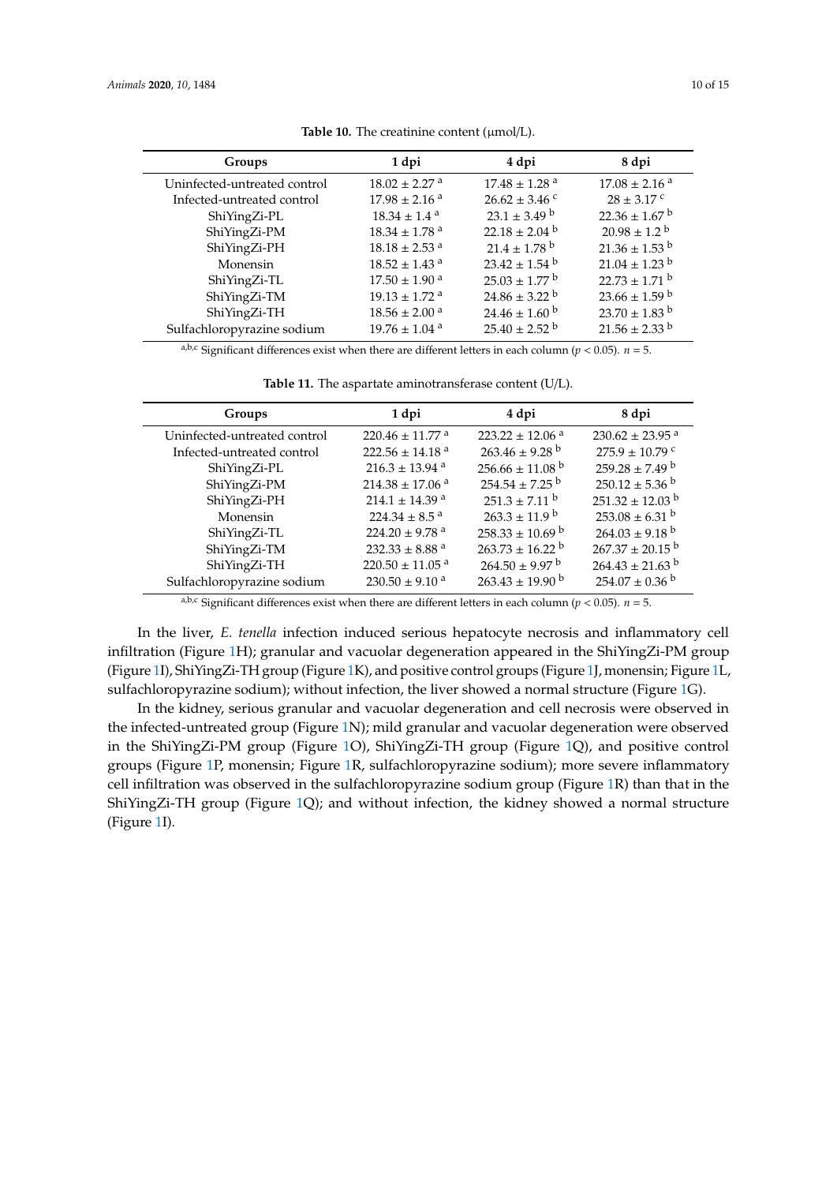**Table 10.** The creatinine content (μmol/L).

| Groups | 1 dpi | 4 dpi | 8 dpi |
|---|---|---|---|
| Uninfected-untreated control | 18.02 ± 2.27 [a] | 17.48 ± 1.28 [a] | 17.08 ± 2.16 [a] |
| Infected-untreated control | 17.98 ± 2.16 [a] | 26.62 ± 3.46 [c] | 28 ± 3.17 [c] |
| ShiYingZi-PL | 18.34 ± 1.4 [a] | 23.1 ± 3.49 [b] | 22.36 ± 1.67 [b] |
| ShiYingZi-PM | 18.34 ± 1.78 [a] | 22.18 ± 2.04 [b] | 20.98 ± 1.2 [b] |
| ShiYingZi-PH | 18.18 ± 2.53 [a] | 21.4 ± 1.78 [b] | 21.36 ± 1.53 [b] |
| Monensin | 18.52 ± 1.43 [a] | 23.42 ± 1.54 [b] | 21.04 ± 1.23 [b] |
| ShiYingZi-TL | 17.50 ± 1.90 [a] | 25.03 ± 1.77 [b] | 22.73 ± 1.71 [b] |
| ShiYingZi-TM | 19.13 ± 1.72 [a] | 24.86 ± 3.22 [b] | 23.66 ± 1.59 [b] |
| ShiYingZi-TH | 18.56 ± 2.00 [a] | 24.46 ± 1.60 [b] | 23.70 ± 1.83 [b] |
| Sulfachloropyrazine sodium | 19.76 ± 1.04 [a] | 25.40 ± 2.52 [b] | 21.56 ± 2.33 [b] |

[a,b,c] Significant differences exist when there are different letters in each column ($p < 0.05$). $n = 5$.

**Table 11.** The aspartate aminotransferase content (U/L).

| Groups | 1 dpi | 4 dpi | 8 dpi |
|---|---|---|---|
| Uninfected-untreated control | 220.46 ± 11.77 [a] | 223.22 ± 12.06 [a] | 230.62 ± 23.95 [a] |
| Infected-untreated control | 222.56 ± 14.18 [a] | 263.46 ± 9.28 [b] | 275.9 ± 10.79 [c] |
| ShiYingZi-PL | 216.3 ± 13.94 [a] | 256.66 ± 11.08 [b] | 259.28 ± 7.49 [b] |
| ShiYingZi-PM | 214.38 ± 17.06 [a] | 254.54 ± 7.25 [b] | 250.12 ± 5.36 [b] |
| ShiYingZi-PH | 214.1 ± 14.39 [a] | 251.3 ± 7.11 [b] | 251.32 ± 12.03 [b] |
| Monensin | 224.34 ± 8.5 [a] | 263.3 ± 11.9 [b] | 253.08 ± 6.31 [b] |
| ShiYingZi-TL | 224.20 ± 9.78 [a] | 258.33 ± 10.69 [b] | 264.03 ± 9.18 [b] |
| ShiYingZi-TM | 232.33 ± 8.88 [a] | 263.73 ± 16.22 [b] | 267.37 ± 20.15 [b] |
| ShiYingZi-TH | 220.50 ± 11.05 [a] | 264.50 ± 9.97 [b] | 264.43 ± 21.63 [b] |
| Sulfachloropyrazine sodium | 230.50 ± 9.10 [a] | 263.43 ± 19.90 [b] | 254.07 ± 0.36 [b] |

[a,b,c] Significant differences exist when there are different letters in each column ($p < 0.05$). $n = 5$.

In the liver, *E. tenella* infection induced serious hepatocyte necrosis and inflammatory cell infiltration (Figure 1H); granular and vacuolar degeneration appeared in the ShiYingZi-PM group (Figure 1I), ShiYingZi-TH group (Figure 1K), and positive control groups (Figure 1J, monensin; Figure 1L, sulfachloropyrazine sodium); without infection, the liver showed a normal structure (Figure 1G).

In the kidney, serious granular and vacuolar degeneration and cell necrosis were observed in the infected-untreated group (Figure 1N); mild granular and vacuolar degeneration were observed in the ShiYingZi-PM group (Figure 1O), ShiYingZi-TH group (Figure 1Q), and positive control groups (Figure 1P, monensin; Figure 1R, sulfachloropyrazine sodium); more severe inflammatory cell infiltration was observed in the sulfachloropyrazine sodium group (Figure 1R) than that in the ShiYingZi-TH group (Figure 1Q); and without infection, the kidney showed a normal structure (Figure 1I).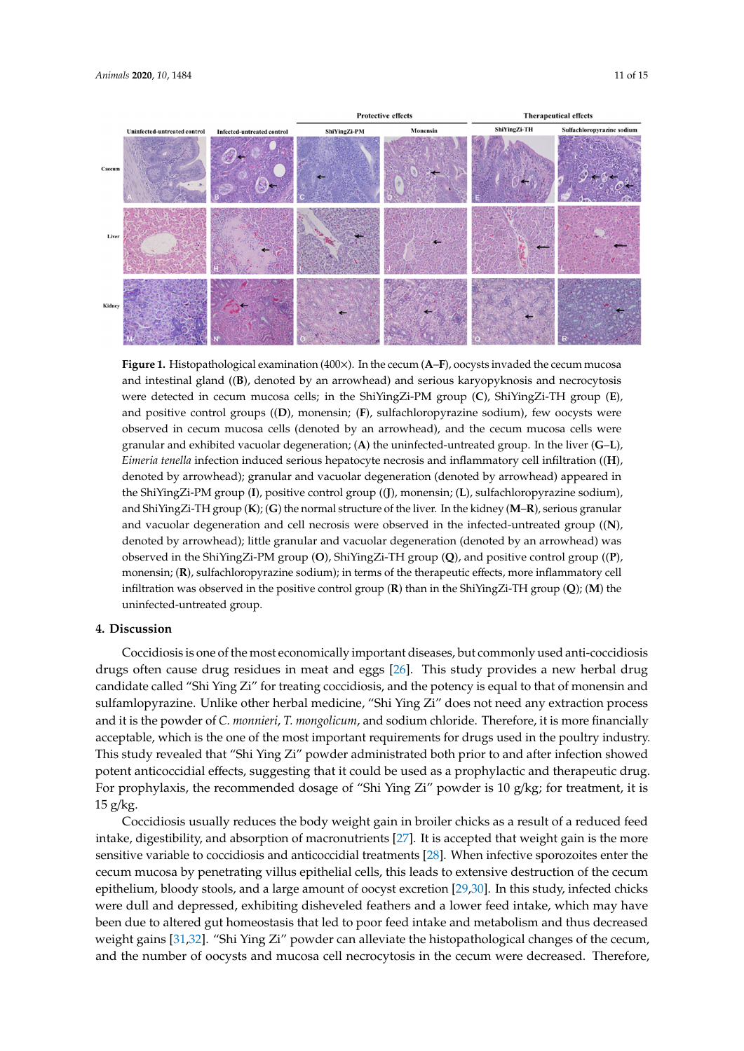**Figure 1.** Histopathological examination (400×). In the cecum (**A**–**F**), oocysts invaded the cecum mucosa and intestinal gland ((**B**), denoted by an arrowhead) and serious karyopyknosis and necrocytosis were detected in cecum mucosa cells; in the ShiYingZi-PM group (**C**), ShiYingZi-TH group (**E**), and positive control groups ((**D**), monensin; (**F**), sulfachloropyrazine sodium), few oocysts were observed in cecum mucosa cells (denoted by an arrowhead), and the cecum mucosa cells were granular and exhibited vacuolar degeneration; (**A**) the uninfected-untreated group. In the liver (**G**–**L**), *Eimeria tenella* infection induced serious hepatocyte necrosis and inflammatory cell infiltration ((**H**), denoted by arrowhead); granular and vacuolar degeneration (denoted by arrowhead) appeared in the ShiYingZi-PM group (**I**), positive control group ((**J**), monensin; (**L**), sulfachloropyrazine sodium), and ShiYingZi-TH group (**K**); (**G**) the normal structure of the liver. In the kidney (**M**–**R**), serious granular and vacuolar degeneration and cell necrosis were observed in the infected-untreated group ((**N**), denoted by arrowhead); little granular and vacuolar degeneration (denoted by an arrowhead) was observed in the ShiYingZi-PM group (**O**), ShiYingZi-TH group (**Q**), and positive control group ((**P**), monensin; (**R**), sulfachloropyrazine sodium); in terms of the therapeutic effects, more inflammatory cell infiltration was observed in the positive control group (**R**) than in the ShiYingZi-TH group (**Q**); (**M**) the uninfected-untreated group.

## 4. Discussion

Coccidiosis is one of the most economically important diseases, but commonly used anti-coccidiosis drugs often cause drug residues in meat and eggs [26]. This study provides a new herbal drug candidate called "Shi Ying Zi" for treating coccidiosis, and the potency is equal to that of monensin and sulfamlopyrazine. Unlike other herbal medicine, "Shi Ying Zi" does not need any extraction process and it is the powder of *C. monnieri*, *T. mongolicum*, and sodium chloride. Therefore, it is more financially acceptable, which is the one of the most important requirements for drugs used in the poultry industry. This study revealed that "Shi Ying Zi" powder administrated both prior to and after infection showed potent anticoccidial effects, suggesting that it could be used as a prophylactic and therapeutic drug. For prophylaxis, the recommended dosage of "Shi Ying Zi" powder is 10 g/kg; for treatment, it is 15 g/kg.

Coccidiosis usually reduces the body weight gain in broiler chicks as a result of a reduced feed intake, digestibility, and absorption of macronutrients [27]. It is accepted that weight gain is the more sensitive variable to coccidiosis and anticoccidial treatments [28]. When infective sporozoites enter the cecum mucosa by penetrating villus epithelial cells, this leads to extensive destruction of the cecum epithelium, bloody stools, and a large amount of oocyst excretion [29,30]. In this study, infected chicks were dull and depressed, exhibiting disheveled feathers and a lower feed intake, which may have been due to altered gut homeostasis that led to poor feed intake and metabolism and thus decreased weight gains [31,32]. "Shi Ying Zi" powder can alleviate the histopathological changes of the cecum, and the number of oocysts and mucosa cell necrocytosis in the cecum were decreased. Therefore,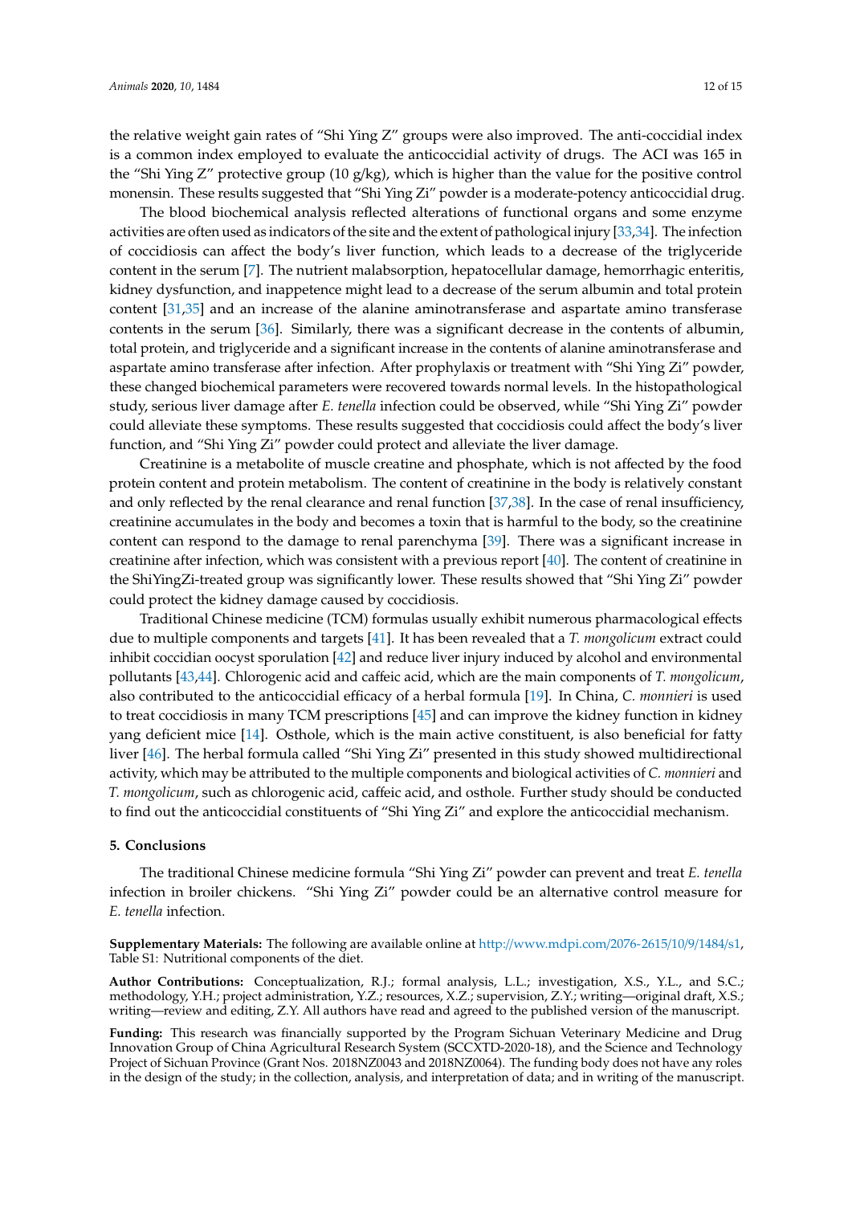the relative weight gain rates of "Shi Ying Z" groups were also improved. The anti-coccidial index is a common index employed to evaluate the anticoccidial activity of drugs. The ACI was 165 in the "Shi Ying Z" protective group (10 g/kg), which is higher than the value for the positive control monensin. These results suggested that "Shi Ying Zi" powder is a moderate-potency anticoccidial drug.

The blood biochemical analysis reflected alterations of functional organs and some enzyme activities are often used as indicators of the site and the extent of pathological injury [33,34]. The infection of coccidiosis can affect the body's liver function, which leads to a decrease of the triglyceride content in the serum [7]. The nutrient malabsorption, hepatocellular damage, hemorrhagic enteritis, kidney dysfunction, and inappetence might lead to a decrease of the serum albumin and total protein content [31,35] and an increase of the alanine aminotransferase and aspartate amino transferase contents in the serum [36]. Similarly, there was a significant decrease in the contents of albumin, total protein, and triglyceride and a significant increase in the contents of alanine aminotransferase and aspartate amino transferase after infection. After prophylaxis or treatment with "Shi Ying Zi" powder, these changed biochemical parameters were recovered towards normal levels. In the histopathological study, serious liver damage after *E. tenella* infection could be observed, while "Shi Ying Zi" powder could alleviate these symptoms. These results suggested that coccidiosis could affect the body's liver function, and "Shi Ying Zi" powder could protect and alleviate the liver damage.

Creatinine is a metabolite of muscle creatine and phosphate, which is not affected by the food protein content and protein metabolism. The content of creatinine in the body is relatively constant and only reflected by the renal clearance and renal function [37,38]. In the case of renal insufficiency, creatinine accumulates in the body and becomes a toxin that is harmful to the body, so the creatinine content can respond to the damage to renal parenchyma [39]. There was a significant increase in creatinine after infection, which was consistent with a previous report [40]. The content of creatinine in the ShiYingZi-treated group was significantly lower. These results showed that "Shi Ying Zi" powder could protect the kidney damage caused by coccidiosis.

Traditional Chinese medicine (TCM) formulas usually exhibit numerous pharmacological effects due to multiple components and targets [41]. It has been revealed that a *T. mongolicum* extract could inhibit coccidian oocyst sporulation [42] and reduce liver injury induced by alcohol and environmental pollutants [43,44]. Chlorogenic acid and caffeic acid, which are the main components of *T. mongolicum*, also contributed to the anticoccidial efficacy of a herbal formula [19]. In China, *C. monnieri* is used to treat coccidiosis in many TCM prescriptions [45] and can improve the kidney function in kidney yang deficient mice [14]. Osthole, which is the main active constituent, is also beneficial for fatty liver [46]. The herbal formula called "Shi Ying Zi" presented in this study showed multidirectional activity, which may be attributed to the multiple components and biological activities of *C. monnieri* and *T. mongolicum*, such as chlorogenic acid, caffeic acid, and osthole. Further study should be conducted to find out the anticoccidial constituents of "Shi Ying Zi" and explore the anticoccidial mechanism.

## 5. Conclusions

The traditional Chinese medicine formula "Shi Ying Zi" powder can prevent and treat *E. tenella* infection in broiler chickens. "Shi Ying Zi" powder could be an alternative control measure for *E. tenella* infection.

**Supplementary Materials:** The following are available online at http://www.mdpi.com/2076-2615/10/9/1484/s1, Table S1: Nutritional components of the diet.

**Author Contributions:** Conceptualization, R.J.; formal analysis, L.L.; investigation, X.S., Y.L., and S.C.; methodology, Y.H.; project administration, Y.Z.; resources, X.Z.; supervision, Z.Y.; writing—original draft, X.S.; writing—review and editing, Z.Y. All authors have read and agreed to the published version of the manuscript.

**Funding:** This research was financially supported by the Program Sichuan Veterinary Medicine and Drug Innovation Group of China Agricultural Research System (SCCXTD-2020-18), and the Science and Technology Project of Sichuan Province (Grant Nos. 2018NZ0043 and 2018NZ0064). The funding body does not have any roles in the design of the study; in the collection, analysis, and interpretation of data; and in writing of the manuscript.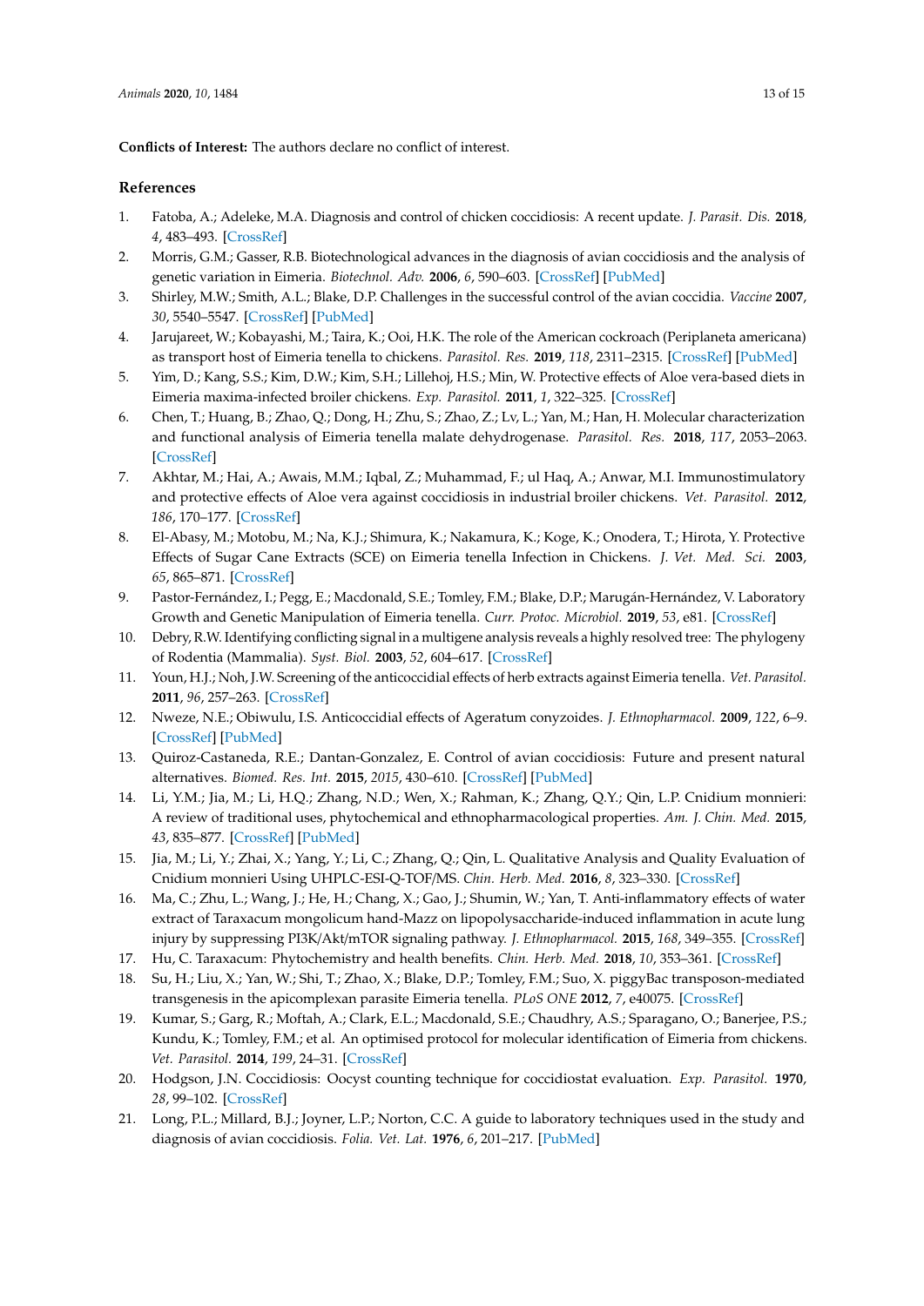**Conflicts of Interest:** The authors declare no conflict of interest.

## References

1. Fatoba, A.; Adeleke, M.A. Diagnosis and control of chicken coccidiosis: A recent update. *J. Parasit. Dis.* **2018**, *4*, 483–493. [CrossRef]
2. Morris, G.M.; Gasser, R.B. Biotechnological advances in the diagnosis of avian coccidiosis and the analysis of genetic variation in Eimeria. *Biotechnol. Adv.* **2006**, *6*, 590–603. [CrossRef] [PubMed]
3. Shirley, M.W.; Smith, A.L.; Blake, D.P. Challenges in the successful control of the avian coccidia. *Vaccine* **2007**, *30*, 5540–5547. [CrossRef] [PubMed]
4. Jarujareet, W.; Kobayashi, M.; Taira, K.; Ooi, H.K. The role of the American cockroach (Periplaneta americana) as transport host of Eimeria tenella to chickens. *Parasitol. Res.* **2019**, *118*, 2311–2315. [CrossRef] [PubMed]
5. Yim, D.; Kang, S.S.; Kim, D.W.; Kim, S.H.; Lillehoj, H.S.; Min, W. Protective effects of Aloe vera-based diets in Eimeria maxima-infected broiler chickens. *Exp. Parasitol.* **2011**, *1*, 322–325. [CrossRef]
6. Chen, T.; Huang, B.; Zhao, Q.; Dong, H.; Zhu, S.; Zhao, Z.; Lv, L.; Yan, M.; Han, H. Molecular characterization and functional analysis of Eimeria tenella malate dehydrogenase. *Parasitol. Res.* **2018**, *117*, 2053–2063. [CrossRef]
7. Akhtar, M.; Hai, A.; Awais, M.M.; Iqbal, Z.; Muhammad, F.; ul Haq, A.; Anwar, M.I. Immunostimulatory and protective effects of Aloe vera against coccidiosis in industrial broiler chickens. *Vet. Parasitol.* **2012**, *186*, 170–177. [CrossRef]
8. El-Abasy, M.; Motobu, M.; Na, K.J.; Shimura, K.; Nakamura, K.; Koge, K.; Onodera, T.; Hirota, Y. Protective Effects of Sugar Cane Extracts (SCE) on Eimeria tenella Infection in Chickens. *J. Vet. Med. Sci.* **2003**, *65*, 865–871. [CrossRef]
9. Pastor-Fernández, I.; Pegg, E.; Macdonald, S.E.; Tomley, F.M.; Blake, D.P.; Marugán-Hernández, V. Laboratory Growth and Genetic Manipulation of Eimeria tenella. *Curr. Protoc. Microbiol.* **2019**, *53*, e81. [CrossRef]
10. Debry, R.W. Identifying conflicting signal in a multigene analysis reveals a highly resolved tree: The phylogeny of Rodentia (Mammalia). *Syst. Biol.* **2003**, *52*, 604–617. [CrossRef]
11. Youn, H.J.; Noh, J.W. Screening of the anticoccidial effects of herb extracts against Eimeria tenella. *Vet. Parasitol.* **2011**, *96*, 257–263. [CrossRef]
12. Nweze, N.E.; Obiwulu, I.S. Anticoccidial effects of Ageratum conyzoides. *J. Ethnopharmacol.* **2009**, *122*, 6–9. [CrossRef] [PubMed]
13. Quiroz-Castaneda, R.E.; Dantan-Gonzalez, E. Control of avian coccidiosis: Future and present natural alternatives. *Biomed. Res. Int.* **2015**, *2015*, 430–610. [CrossRef] [PubMed]
14. Li, Y.M.; Jia, M.; Li, H.Q.; Zhang, N.D.; Wen, X.; Rahman, K.; Zhang, Q.Y.; Qin, L.P. Cnidium monnieri: A review of traditional uses, phytochemical and ethnopharmacological properties. *Am. J. Chin. Med.* **2015**, *43*, 835–877. [CrossRef] [PubMed]
15. Jia, M.; Li, Y.; Zhai, X.; Yang, Y.; Li, C.; Zhang, Q.; Qin, L. Qualitative Analysis and Quality Evaluation of Cnidium monnieri Using UHPLC-ESI-Q-TOF/MS. *Chin. Herb. Med.* **2016**, *8*, 323–330. [CrossRef]
16. Ma, C.; Zhu, L.; Wang, J.; He, H.; Chang, X.; Gao, J.; Shumin, W.; Yan, T. Anti-inflammatory effects of water extract of Taraxacum mongolicum hand-Mazz on lipopolysaccharide-induced inflammation in acute lung injury by suppressing PI3K/Akt/mTOR signaling pathway. *J. Ethnopharmacol.* **2015**, *168*, 349–355. [CrossRef]
17. Hu, C. Taraxacum: Phytochemistry and health benefits. *Chin. Herb. Med.* **2018**, *10*, 353–361. [CrossRef]
18. Su, H.; Liu, X.; Yan, W.; Shi, T.; Zhao, X.; Blake, D.P.; Tomley, F.M.; Suo, X. piggyBac transposon-mediated transgenesis in the apicomplexan parasite Eimeria tenella. *PLoS ONE* **2012**, *7*, e40075. [CrossRef]
19. Kumar, S.; Garg, R.; Moftah, A.; Clark, E.L.; Macdonald, S.E.; Chaudhry, A.S.; Sparagano, O.; Banerjee, P.S.; Kundu, K.; Tomley, F.M.; et al. An optimised protocol for molecular identification of Eimeria from chickens. *Vet. Parasitol.* **2014**, *199*, 24–31. [CrossRef]
20. Hodgson, J.N. Coccidiosis: Oocyst counting technique for coccidiostat evaluation. *Exp. Parasitol.* **1970**, *28*, 99–102. [CrossRef]
21. Long, P.L.; Millard, B.J.; Joyner, L.P.; Norton, C.C. A guide to laboratory techniques used in the study and diagnosis of avian coccidiosis. *Folia. Vet. Lat.* **1976**, *6*, 201–217. [PubMed]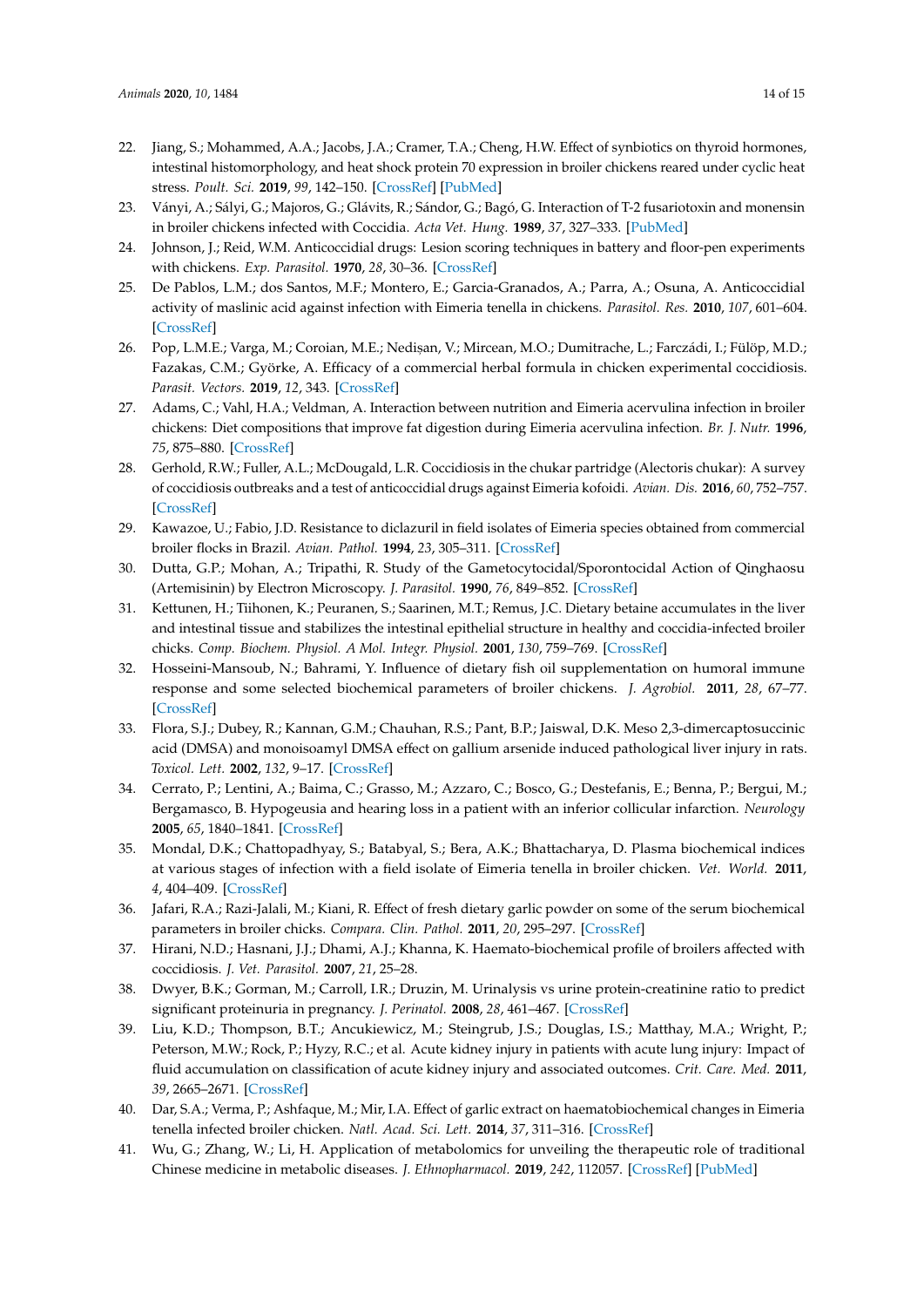22. Jiang, S.; Mohammed, A.A.; Jacobs, J.A.; Cramer, T.A.; Cheng, H.W. Effect of synbiotics on thyroid hormones, intestinal histomorphology, and heat shock protein 70 expression in broiler chickens reared under cyclic heat stress. *Poult. Sci.* **2019**, *99*, 142–150. [CrossRef] [PubMed]
23. Ványi, A.; Sályi, G.; Majoros, G.; Glávits, R.; Sándor, G.; Bagó, G. Interaction of T-2 fusariotoxin and monensin in broiler chickens infected with Coccidia. *Acta Vet. Hung.* **1989**, *37*, 327–333. [PubMed]
24. Johnson, J.; Reid, W.M. Anticoccidial drugs: Lesion scoring techniques in battery and floor-pen experiments with chickens. *Exp. Parasitol.* **1970**, *28*, 30–36. [CrossRef]
25. De Pablos, L.M.; dos Santos, M.F.; Montero, E.; Garcia-Granados, A.; Parra, A.; Osuna, A. Anticoccidial activity of maslinic acid against infection with Eimeria tenella in chickens. *Parasitol. Res.* **2010**, *107*, 601–604. [CrossRef]
26. Pop, L.M.E.; Varga, M.; Coroian, M.E.; Nedișan, V.; Mircean, M.O.; Dumitrache, L.; Farczádi, I.; Fülöp, M.D.; Fazakas, C.M.; Györke, A. Efficacy of a commercial herbal formula in chicken experimental coccidiosis. *Parasit. Vectors.* **2019**, *12*, 343. [CrossRef]
27. Adams, C.; Vahl, H.A.; Veldman, A. Interaction between nutrition and Eimeria acervulina infection in broiler chickens: Diet compositions that improve fat digestion during Eimeria acervulina infection. *Br. J. Nutr.* **1996**, *75*, 875–880. [CrossRef]
28. Gerhold, R.W.; Fuller, A.L.; McDougald, L.R. Coccidiosis in the chukar partridge (Alectoris chukar): A survey of coccidiosis outbreaks and a test of anticoccidial drugs against Eimeria kofoidi. *Avian. Dis.* **2016**, *60*, 752–757. [CrossRef]
29. Kawazoe, U.; Fabio, J.D. Resistance to diclazuril in field isolates of Eimeria species obtained from commercial broiler flocks in Brazil. *Avian. Pathol.* **1994**, *23*, 305–311. [CrossRef]
30. Dutta, G.P.; Mohan, A.; Tripathi, R. Study of the Gametocytocidal/Sporontocidal Action of Qinghaosu (Artemisinin) by Electron Microscopy. *J. Parasitol.* **1990**, *76*, 849–852. [CrossRef]
31. Kettunen, H.; Tiihonen, K.; Peuranen, S.; Saarinen, M.T.; Remus, J.C. Dietary betaine accumulates in the liver and intestinal tissue and stabilizes the intestinal epithelial structure in healthy and coccidia-infected broiler chicks. *Comp. Biochem. Physiol. A Mol. Integr. Physiol.* **2001**, *130*, 759–769. [CrossRef]
32. Hosseini-Mansoub, N.; Bahrami, Y. Influence of dietary fish oil supplementation on humoral immune response and some selected biochemical parameters of broiler chickens. *J. Agrobiol.* **2011**, *28*, 67–77. [CrossRef]
33. Flora, S.J.; Dubey, R.; Kannan, G.M.; Chauhan, R.S.; Pant, B.P.; Jaiswal, D.K. Meso 2,3-dimercaptosuccinic acid (DMSA) and monoisoamyl DMSA effect on gallium arsenide induced pathological liver injury in rats. *Toxicol. Lett.* **2002**, *132*, 9–17. [CrossRef]
34. Cerrato, P.; Lentini, A.; Baima, C.; Grasso, M.; Azzaro, C.; Bosco, G.; Destefanis, E.; Benna, P.; Bergui, M.; Bergamasco, B. Hypogeusia and hearing loss in a patient with an inferior collicular infarction. *Neurology* **2005**, *65*, 1840–1841. [CrossRef]
35. Mondal, D.K.; Chattopadhyay, S.; Batabyal, S.; Bera, A.K.; Bhattacharya, D. Plasma biochemical indices at various stages of infection with a field isolate of Eimeria tenella in broiler chicken. *Vet. World.* **2011**, *4*, 404–409. [CrossRef]
36. Jafari, R.A.; Razi-Jalali, M.; Kiani, R. Effect of fresh dietary garlic powder on some of the serum biochemical parameters in broiler chicks. *Compara. Clin. Pathol.* **2011**, *20*, 295–297. [CrossRef]
37. Hirani, N.D.; Hasnani, J.J.; Dhami, A.J.; Khanna, K. Haemato-biochemical profile of broilers affected with coccidiosis. *J. Vet. Parasitol.* **2007**, *21*, 25–28.
38. Dwyer, B.K.; Gorman, M.; Carroll, I.R.; Druzin, M. Urinalysis vs urine protein-creatinine ratio to predict significant proteinuria in pregnancy. *J. Perinatol.* **2008**, *28*, 461–467. [CrossRef]
39. Liu, K.D.; Thompson, B.T.; Ancukiewicz, M.; Steingrub, J.S.; Douglas, I.S.; Matthay, M.A.; Wright, P.; Peterson, M.W.; Rock, P.; Hyzy, R.C.; et al. Acute kidney injury in patients with acute lung injury: Impact of fluid accumulation on classification of acute kidney injury and associated outcomes. *Crit. Care. Med.* **2011**, *39*, 2665–2671. [CrossRef]
40. Dar, S.A.; Verma, P.; Ashfaque, M.; Mir, I.A. Effect of garlic extract on haematobiochemical changes in Eimeria tenella infected broiler chicken. *Natl. Acad. Sci. Lett.* **2014**, *37*, 311–316. [CrossRef]
41. Wu, G.; Zhang, W.; Li, H. Application of metabolomics for unveiling the therapeutic role of traditional Chinese medicine in metabolic diseases. *J. Ethnopharmacol.* **2019**, *242*, 112057. [CrossRef] [PubMed]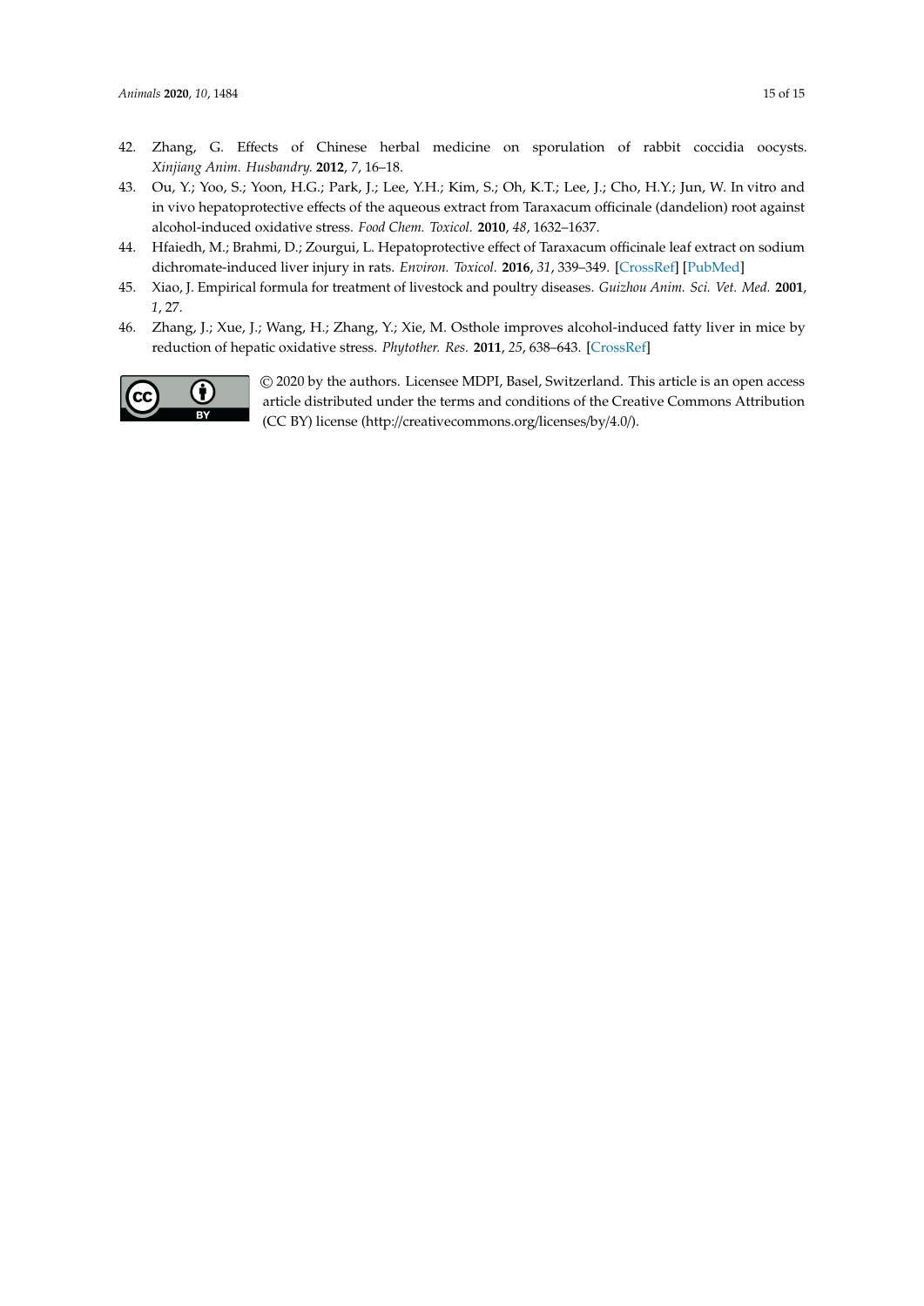42. Zhang, G. Effects of Chinese herbal medicine on sporulation of rabbit coccidia oocysts. *Xinjiang Anim. Husbandry.* **2012**, *7*, 16–18.
43. Ou, Y.; Yoo, S.; Yoon, H.G.; Park, J.; Lee, Y.H.; Kim, S.; Oh, K.T.; Lee, J.; Cho, H.Y.; Jun, W. In vitro and in vivo hepatoprotective effects of the aqueous extract from Taraxacum officinale (dandelion) root against alcohol-induced oxidative stress. *Food Chem. Toxicol.* **2010**, *48*, 1632–1637.
44. Hfaiedh, M.; Brahmi, D.; Zourgui, L. Hepatoprotective effect of Taraxacum officinale leaf extract on sodium dichromate-induced liver injury in rats. *Environ. Toxicol.* **2016**, *31*, 339–349. [CrossRef] [PubMed]
45. Xiao, J. Empirical formula for treatment of livestock and poultry diseases. *Guizhou Anim. Sci. Vet. Med.* **2001**, *1*, 27.
46. Zhang, J.; Xue, J.; Wang, H.; Zhang, Y.; Xie, M. Osthole improves alcohol-induced fatty liver in mice by reduction of hepatic oxidative stress. *Phytother. Res.* **2011**, *25*, 638–643. [CrossRef]

© 2020 by the authors. Licensee MDPI, Basel, Switzerland. This article is an open access article distributed under the terms and conditions of the Creative Commons Attribution (CC BY) license (http://creativecommons.org/licenses/by/4.0/).